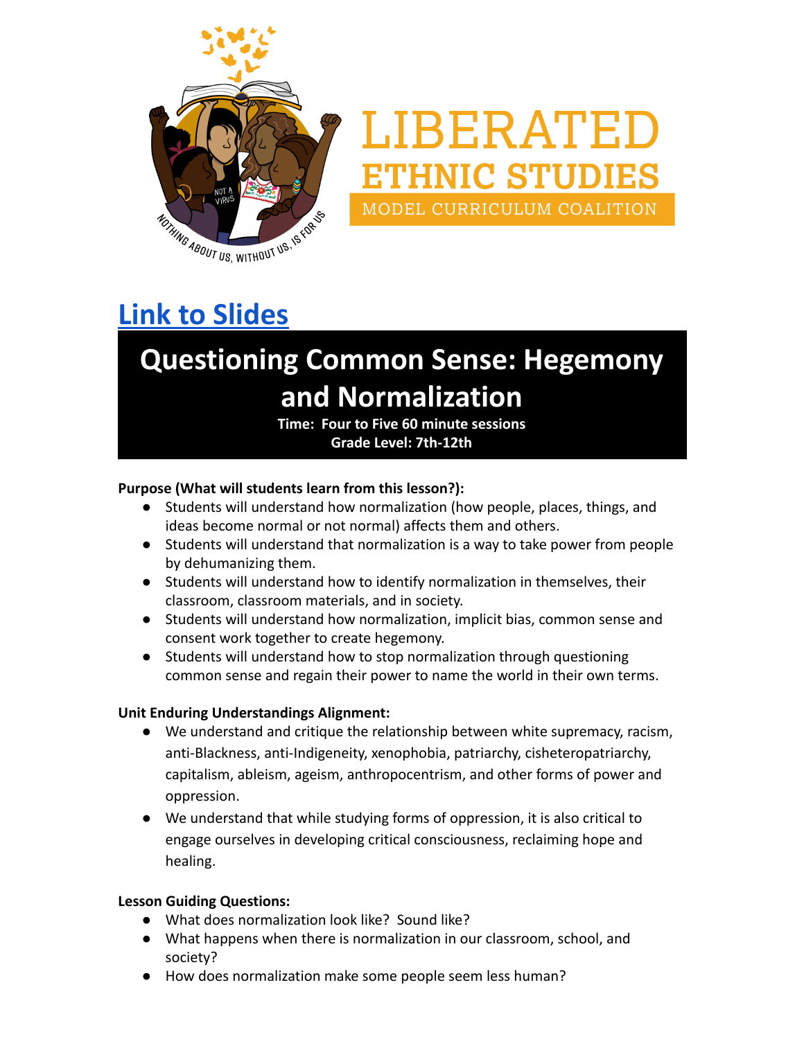LIBERATED ETHNIC STUDIES MODEL CURRICULUM COALITION

NOTHING ABOUT US, WITHOUT US, IS FOR US

[Link to Slides]

# Questioning Common Sense: Hegemony and Normalization

**Time: Four to Five 60 minute sessions**
**Grade Level: 7th-12th**

**Purpose (What will students learn from this lesson?):**

- Students will understand how normalization (how people, places, things, and ideas become normal or not normal) affects them and others.
- Students will understand that normalization is a way to take power from people by dehumanizing them.
- Students will understand how to identify normalization in themselves, their classroom, classroom materials, and in society.
- Students will understand how normalization, implicit bias, common sense and consent work together to create hegemony.
- Students will understand how to stop normalization through questioning common sense and regain their power to name the world in their own terms.

**Unit Enduring Understandings Alignment:**

- We understand and critique the relationship between white supremacy, racism, anti-Blackness, anti-Indigeneity, xenophobia, patriarchy, cisheteropatriarchy, capitalism, ableism, ageism, anthropocentrism, and other forms of power and oppression.
- We understand that while studying forms of oppression, it is also critical to engage ourselves in developing critical consciousness, reclaiming hope and healing.

**Lesson Guiding Questions:**

- What does normalization look like? Sound like?
- What happens when there is normalization in our classroom, school, and society?
- How does normalization make some people seem less human?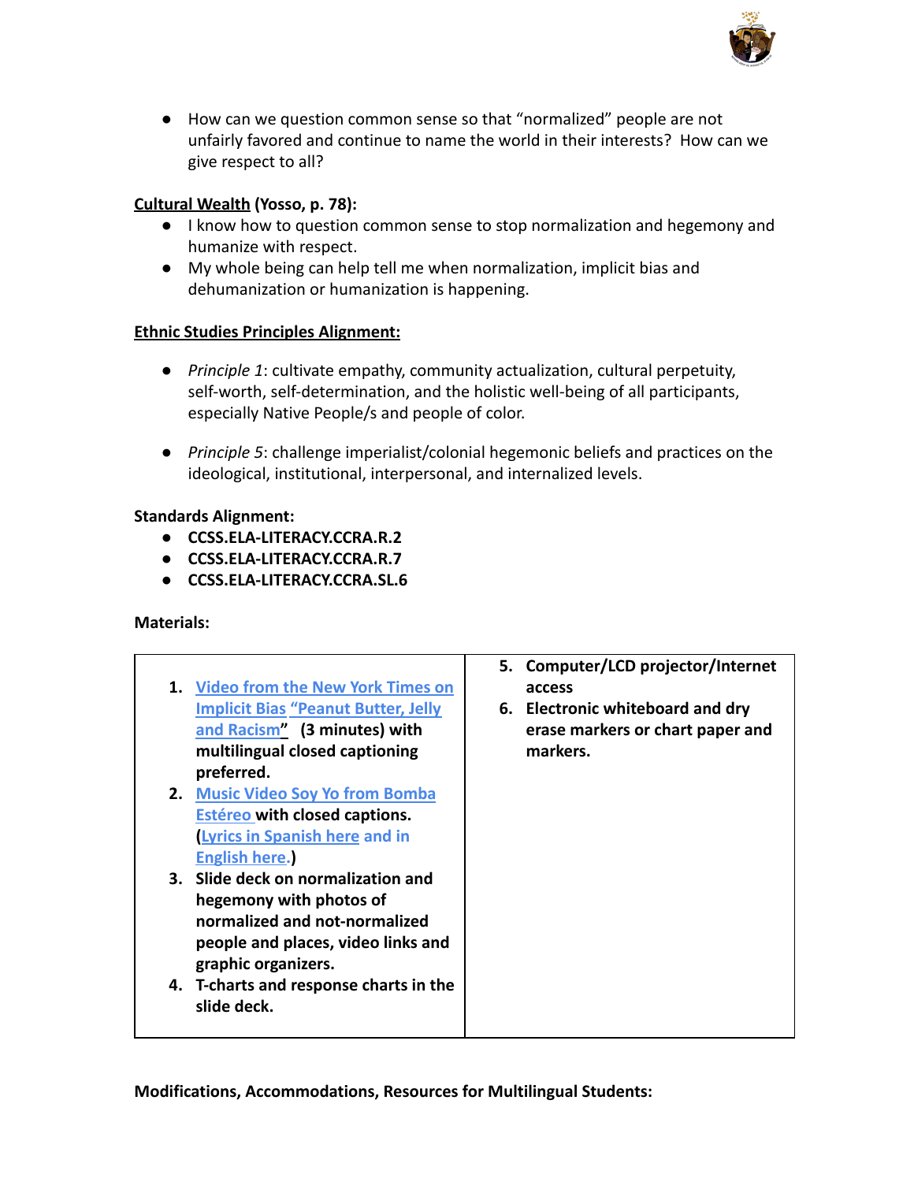- How can we question common sense so that "normalized" people are not unfairly favored and continue to name the world in their interests? How can we give respect to all?

**Cultural Wealth (Yosso, p. 78):**

- I know how to question common sense to stop normalization and hegemony and humanize with respect.
- My whole being can help tell me when normalization, implicit bias and dehumanization or humanization is happening.

**Ethnic Studies Principles Alignment:**

- *Principle 1*: cultivate empathy, community actualization, cultural perpetuity, self-worth, self-determination, and the holistic well-being of all participants, especially Native People/s and people of color.
- *Principle 5*: challenge imperialist/colonial hegemonic beliefs and practices on the ideological, institutional, interpersonal, and internalized levels.

**Standards Alignment:**

- **CCSS.ELA-LITERACY.CCRA.R.2**
- **CCSS.ELA-LITERACY.CCRA.R.7**
- **CCSS.ELA-LITERACY.CCRA.SL.6**

**Materials:**

1. **Video from the New York Times on Implicit Bias "Peanut Butter, Jelly and Racism" (3 minutes) with multilingual closed captioning preferred.**
2. **Music Video Soy Yo from Bomba Estéreo with closed captions. (Lyrics in Spanish here and in English here.)**
3. **Slide deck on normalization and hegemony with photos of normalized and not-normalized people and places, video links and graphic organizers.**
4. **T-charts and response charts in the slide deck.**
5. **Computer/LCD projector/Internet access**
6. **Electronic whiteboard and dry erase markers or chart paper and markers.**

**Modifications, Accommodations, Resources for Multilingual Students:**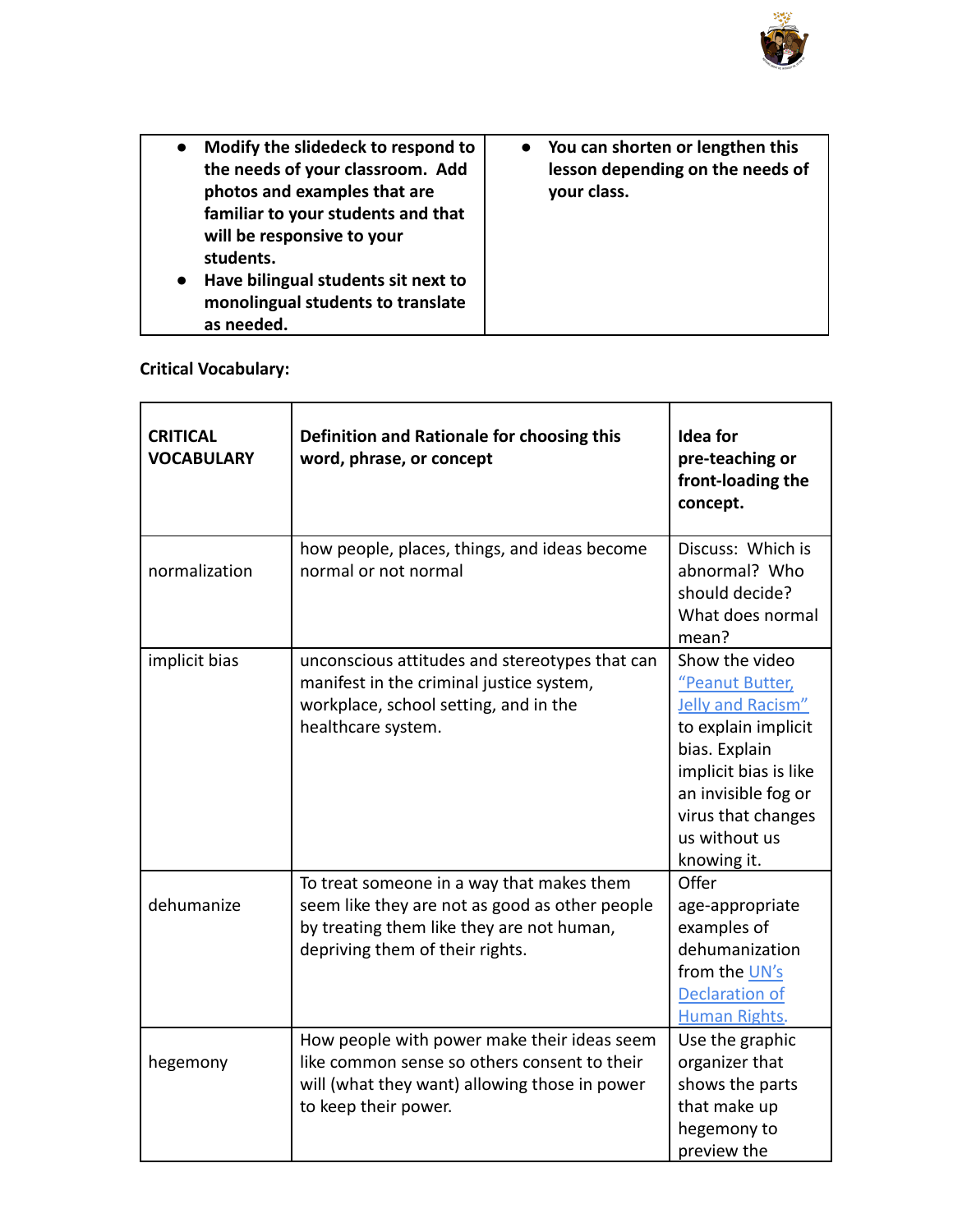| | |
|---|---|
| **• Modify the slidedeck to respond to the needs of your classroom. Add photos and examples that are familiar to your students and that will be responsive to your students.**<br>**• Have bilingual students sit next to monolingual students to translate as needed.** | **• You can shorten or lengthen this lesson depending on the needs of your class.** |

**Critical Vocabulary:**

| **CRITICAL VOCABULARY** | **Definition and Rationale for choosing this word, phrase, or concept** | **Idea for pre-teaching or front-loading the concept.** |
|---|---|---|
| normalization | how people, places, things, and ideas become normal or not normal | Discuss: Which is abnormal? Who should decide? What does normal mean? |
| implicit bias | unconscious attitudes and stereotypes that can manifest in the criminal justice system, workplace, school setting, and in the healthcare system. | Show the video "Peanut Butter, Jelly and Racism" to explain implicit bias. Explain implicit bias is like an invisible fog or virus that changes us without us knowing it. |
| dehumanize | To treat someone in a way that makes them seem like they are not as good as other people by treating them like they are not human, depriving them of their rights. | Offer age-appropriate examples of dehumanization from the UN's Declaration of Human Rights. |
| hegemony | How people with power make their ideas seem like common sense so others consent to their will (what they want) allowing those in power to keep their power. | Use the graphic organizer that shows the parts that make up hegemony to preview the |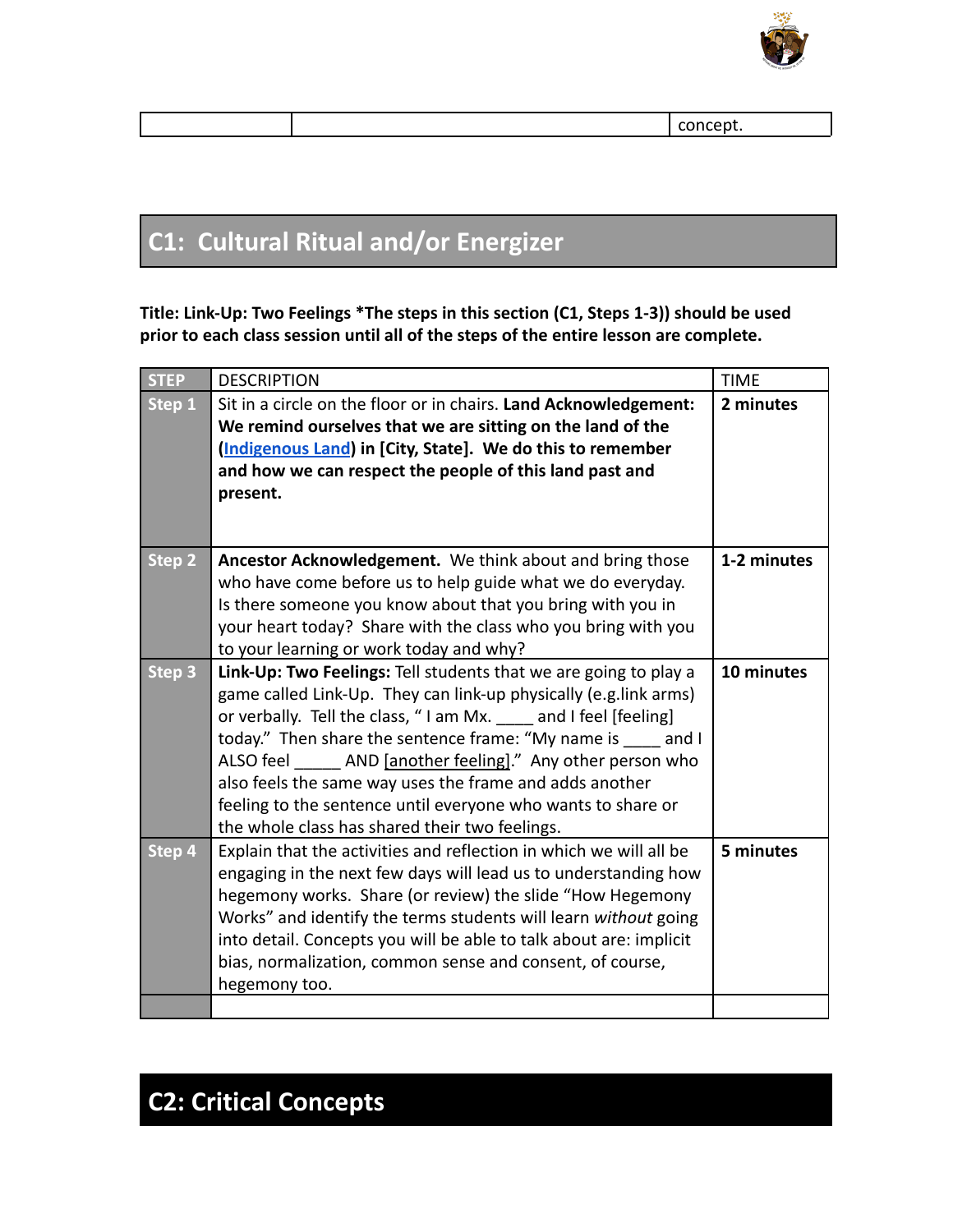| | | concept. |
|---|---|---|

## C1: Cultural Ritual and/or Energizer

**Title: Link-Up: Two Feelings *The steps in this section (C1, Steps 1-3)) should be used prior to each class session until all of the steps of the entire lesson are complete.**

| STEP | DESCRIPTION | TIME |
|---|---|---|
| Step 1 | Sit in a circle on the floor or in chairs. **Land Acknowledgement: We remind ourselves that we are sitting on the land of the (Indigenous Land) in [City, State]. We do this to remember and how we can respect the people of this land past and present.** | **2 minutes** |
| Step 2 | **Ancestor Acknowledgement.** We think about and bring those who have come before us to help guide what we do everyday. Is there someone you know about that you bring with you in your heart today? Share with the class who you bring with you to your learning or work today and why? | **1-2 minutes** |
| Step 3 | **Link-Up: Two Feelings:** Tell students that we are going to play a game called Link-Up. They can link-up physically (e.g.link arms) or verbally. Tell the class, " I am Mx. ____ and I feel [feeling] today." Then share the sentence frame: "My name is ____ and I ALSO feel _____ AND [another feeling]." Any other person who also feels the same way uses the frame and adds another feeling to the sentence until everyone who wants to share or the whole class has shared their two feelings. | **10 minutes** |
| Step 4 | Explain that the activities and reflection in which we will all be engaging in the next few days will lead us to understanding how hegemony works. Share (or review) the slide "How Hegemony Works" and identify the terms students will learn *without* going into detail. Concepts you will be able to talk about are: implicit bias, normalization, common sense and consent, of course, hegemony too. | **5 minutes** |
| | | |

## C2: Critical Concepts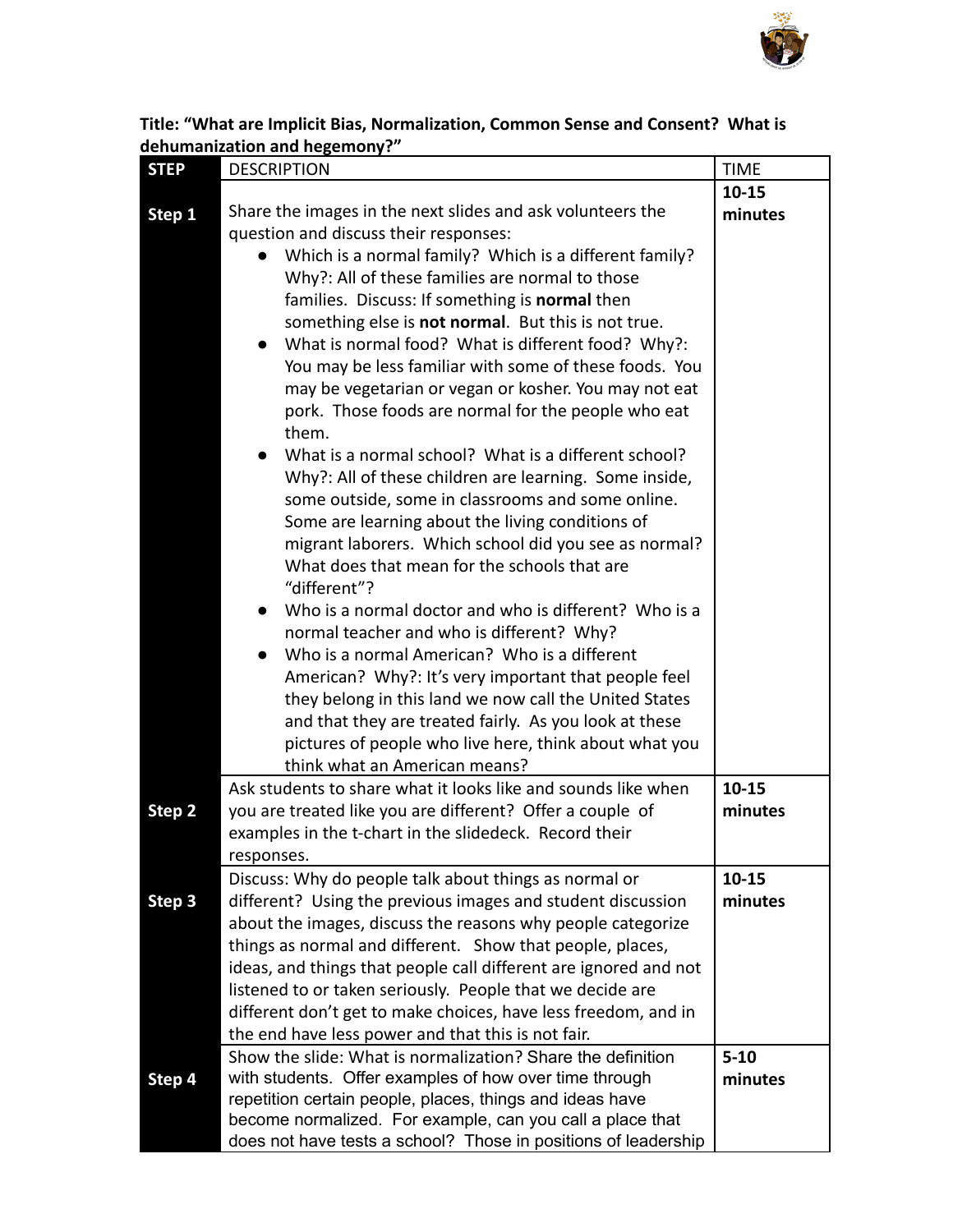**Title: "What are Implicit Bias, Normalization, Common Sense and Consent? What is dehumanization and hegemony?"**

| STEP | DESCRIPTION | TIME |
|---|---|---|
| **Step 1** | Share the images in the next slides and ask volunteers the question and discuss their responses:<br>● Which is a normal family? Which is a different family? Why?: All of these families are normal to those families. Discuss: If something is **normal** then something else is **not normal**. But this is not true.<br>● What is normal food? What is different food? Why?: You may be less familiar with some of these foods. You may be vegetarian or vegan or kosher. You may not eat pork. Those foods are normal for the people who eat them.<br>● What is a normal school? What is a different school? Why?: All of these children are learning. Some inside, some outside, some in classrooms and some online. Some are learning about the living conditions of migrant laborers. Which school did you see as normal? What does that mean for the schools that are "different"?<br>● Who is a normal doctor and who is different? Who is a normal teacher and who is different? Why?<br>● Who is a normal American? Who is a different American? Why?: It's very important that people feel they belong in this land we now call the United States and that they are treated fairly. As you look at these pictures of people who live here, think about what you think what an American means? | **10-15 minutes** |
| **Step 2** | Ask students to share what it looks like and sounds like when you are treated like you are different? Offer a couple of examples in the t-chart in the slidedeck. Record their responses. | **10-15 minutes** |
| **Step 3** | Discuss: Why do people talk about things as normal or different? Using the previous images and student discussion about the images, discuss the reasons why people categorize things as normal and different. Show that people, places, ideas, and things that people call different are ignored and not listened to or taken seriously. People that we decide are different don't get to make choices, have less freedom, and in the end have less power and that this is not fair. | **10-15 minutes** |
| **Step 4** | Show the slide: What is normalization? Share the definition with students. Offer examples of how over time through repetition certain people, places, things and ideas have become normalized. For example, can you call a place that does not have tests a school? Those in positions of leadership | **5-10 minutes** |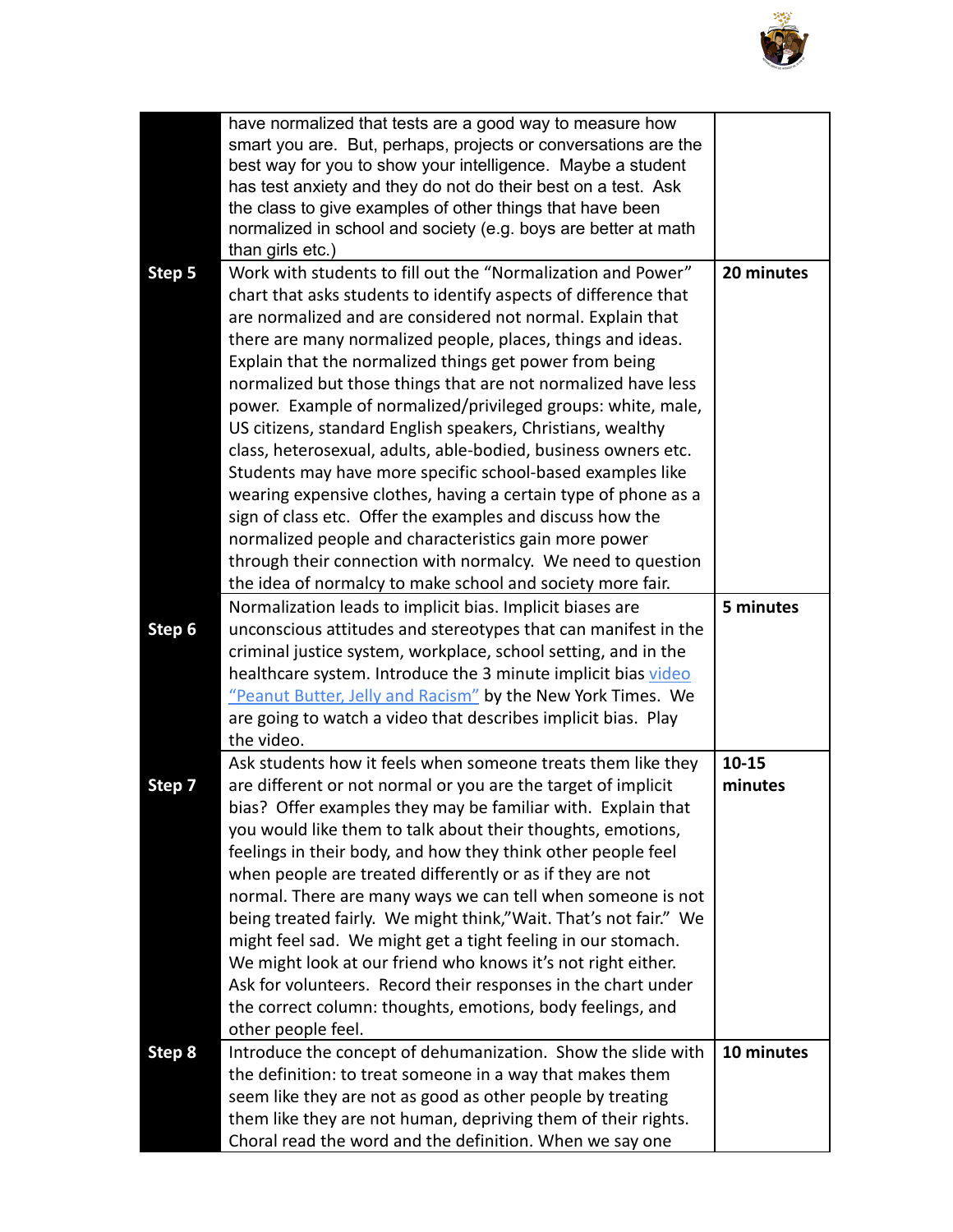| | | |
|---|---|---|
| | have normalized that tests are a good way to measure how smart you are. But, perhaps, projects or conversations are the best way for you to show your intelligence. Maybe a student has test anxiety and they do not do their best on a test. Ask the class to give examples of other things that have been normalized in school and society (e.g. boys are better at math than girls etc.) | |
| **Step 5** | Work with students to fill out the "Normalization and Power" chart that asks students to identify aspects of difference that are normalized and are considered not normal. Explain that there are many normalized people, places, things and ideas. Explain that the normalized things get power from being normalized but those things that are not normalized have less power. Example of normalized/privileged groups: white, male, US citizens, standard English speakers, Christians, wealthy class, heterosexual, adults, able-bodied, business owners etc. Students may have more specific school-based examples like wearing expensive clothes, having a certain type of phone as a sign of class etc. Offer the examples and discuss how the normalized people and characteristics gain more power through their connection with normalcy. We need to question the idea of normalcy to make school and society more fair. | **20 minutes** |
| **Step 6** | Normalization leads to implicit bias. Implicit biases are unconscious attitudes and stereotypes that can manifest in the criminal justice system, workplace, school setting, and in the healthcare system. Introduce the 3 minute implicit bias video "Peanut Butter, Jelly and Racism" by the New York Times. We are going to watch a video that describes implicit bias. Play the video. | **5 minutes** |
| **Step 7** | Ask students how it feels when someone treats them like they are different or not normal or you are the target of implicit bias? Offer examples they may be familiar with. Explain that you would like them to talk about their thoughts, emotions, feelings in their body, and how they think other people feel when people are treated differently or as if they are not normal. There are many ways we can tell when someone is not being treated fairly. We might think,"Wait. That's not fair." We might feel sad. We might get a tight feeling in our stomach. We might look at our friend who knows it's not right either. Ask for volunteers. Record their responses in the chart under the correct column: thoughts, emotions, body feelings, and other people feel. | **10-15 minutes** |
| **Step 8** | Introduce the concept of dehumanization. Show the slide with the definition: to treat someone in a way that makes them seem like they are not as good as other people by treating them like they are not human, depriving them of their rights. Choral read the word and the definition. When we say one | **10 minutes** |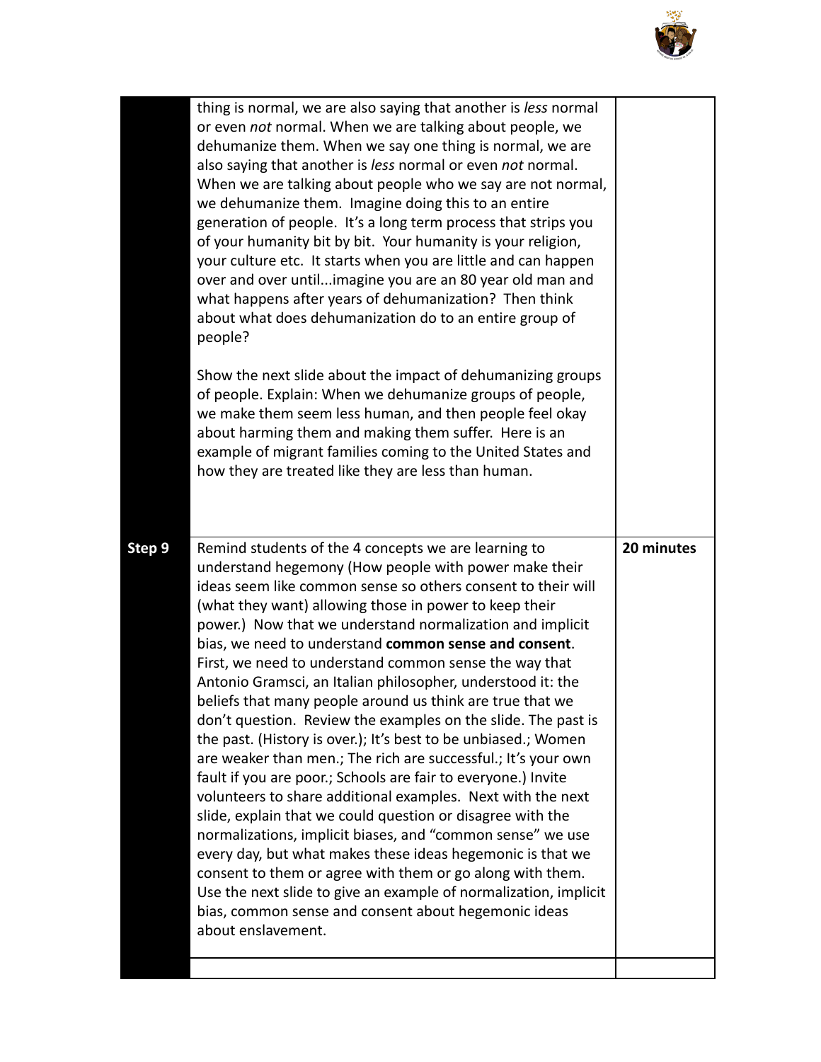| | | |
|---|---|---|
| | thing is normal, we are also saying that another is *less* normal or even *not* normal. When we are talking about people, we dehumanize them. When we say one thing is normal, we are also saying that another is *less* normal or even *not* normal. When we are talking about people who we say are not normal, we dehumanize them. Imagine doing this to an entire generation of people. It's a long term process that strips you of your humanity bit by bit. Your humanity is your religion, your culture etc. It starts when you are little and can happen over and over until...imagine you are an 80 year old man and what happens after years of dehumanization? Then think about what does dehumanization do to an entire group of people?<br><br>Show the next slide about the impact of dehumanizing groups of people. Explain: When we dehumanize groups of people, we make them seem less human, and then people feel okay about harming them and making them suffer. Here is an example of migrant families coming to the United States and how they are treated like they are less than human. | |
| **Step 9** | Remind students of the 4 concepts we are learning to understand hegemony (How people with power make their ideas seem like common sense so others consent to their will (what they want) allowing those in power to keep their power.) Now that we understand normalization and implicit bias, we need to understand **common sense and consent**. First, we need to understand common sense the way that Antonio Gramsci, an Italian philosopher, understood it: the beliefs that many people around us think are true that we don't question. Review the examples on the slide. The past is the past. (History is over.); It's best to be unbiased.; Women are weaker than men.; The rich are successful.; It's your own fault if you are poor.; Schools are fair to everyone.) Invite volunteers to share additional examples. Next with the next slide, explain that we could question or disagree with the normalizations, implicit biases, and "common sense" we use every day, but what makes these ideas hegemonic is that we consent to them or agree with them or go along with them. Use the next slide to give an example of normalization, implicit bias, common sense and consent about hegemonic ideas about enslavement. | **20 minutes** |
| | | |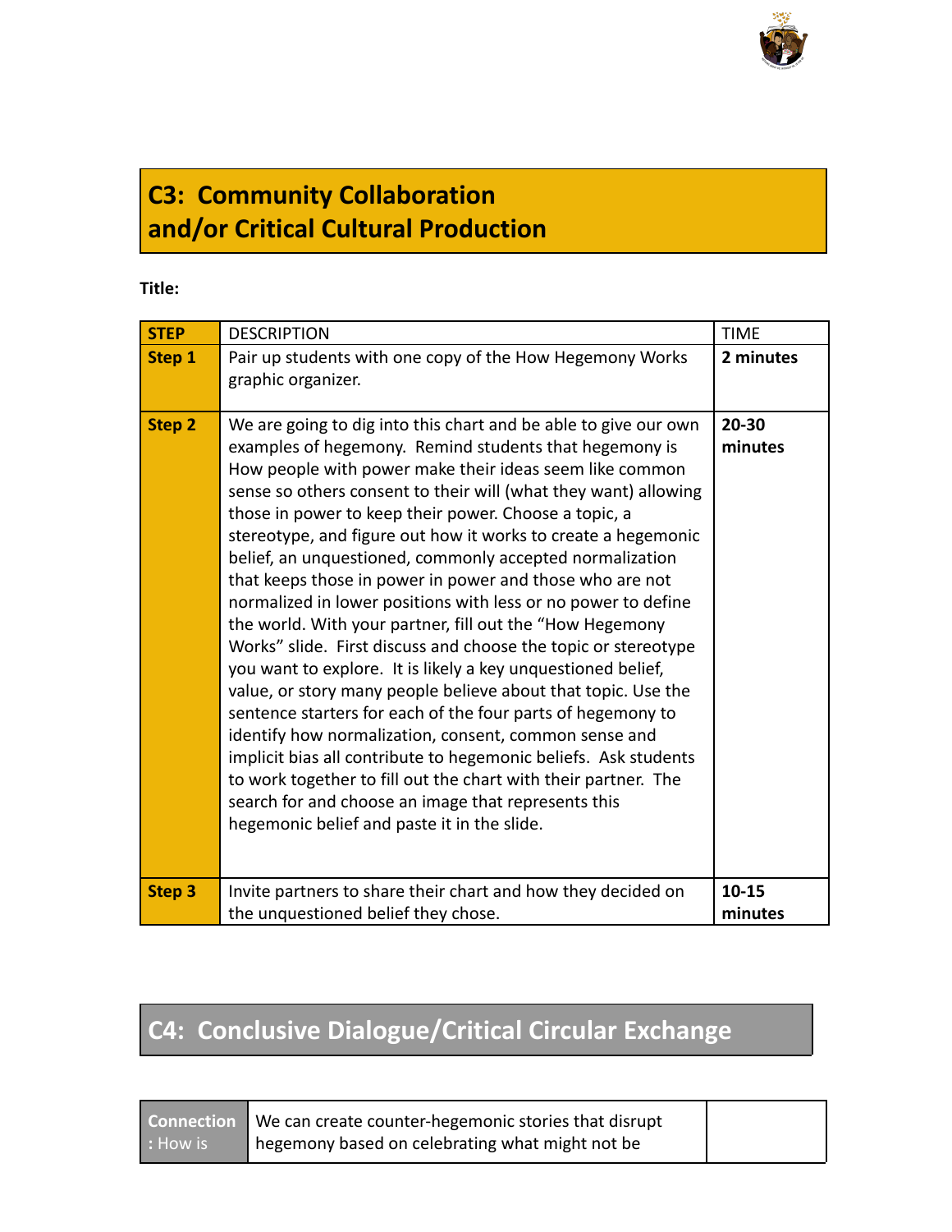## C3: Community Collaboration and/or Critical Cultural Production

**Title:**

| STEP | DESCRIPTION | TIME |
| --- | --- | --- |
| **Step 1** | Pair up students with one copy of the How Hegemony Works graphic organizer. | **2 minutes** |
| **Step 2** | We are going to dig into this chart and be able to give our own examples of hegemony. Remind students that hegemony is How people with power make their ideas seem like common sense so others consent to their will (what they want) allowing those in power to keep their power. Choose a topic, a stereotype, and figure out how it works to create a hegemonic belief, an unquestioned, commonly accepted normalization that keeps those in power in power and those who are not normalized in lower positions with less or no power to define the world. With your partner, fill out the "How Hegemony Works" slide. First discuss and choose the topic or stereotype you want to explore. It is likely a key unquestioned belief, value, or story many people believe about that topic. Use the sentence starters for each of the four parts of hegemony to identify how normalization, consent, common sense and implicit bias all contribute to hegemonic beliefs. Ask students to work together to fill out the chart with their partner. The search for and choose an image that represents this hegemonic belief and paste it in the slide. | **20-30 minutes** |
| **Step 3** | Invite partners to share their chart and how they decided on the unquestioned belief they chose. | **10-15 minutes** |

## C4: Conclusive Dialogue/Critical Circular Exchange

| **Connection**: How is | We can create counter-hegemonic stories that disrupt hegemony based on celebrating what might not be | |
| --- | --- | --- |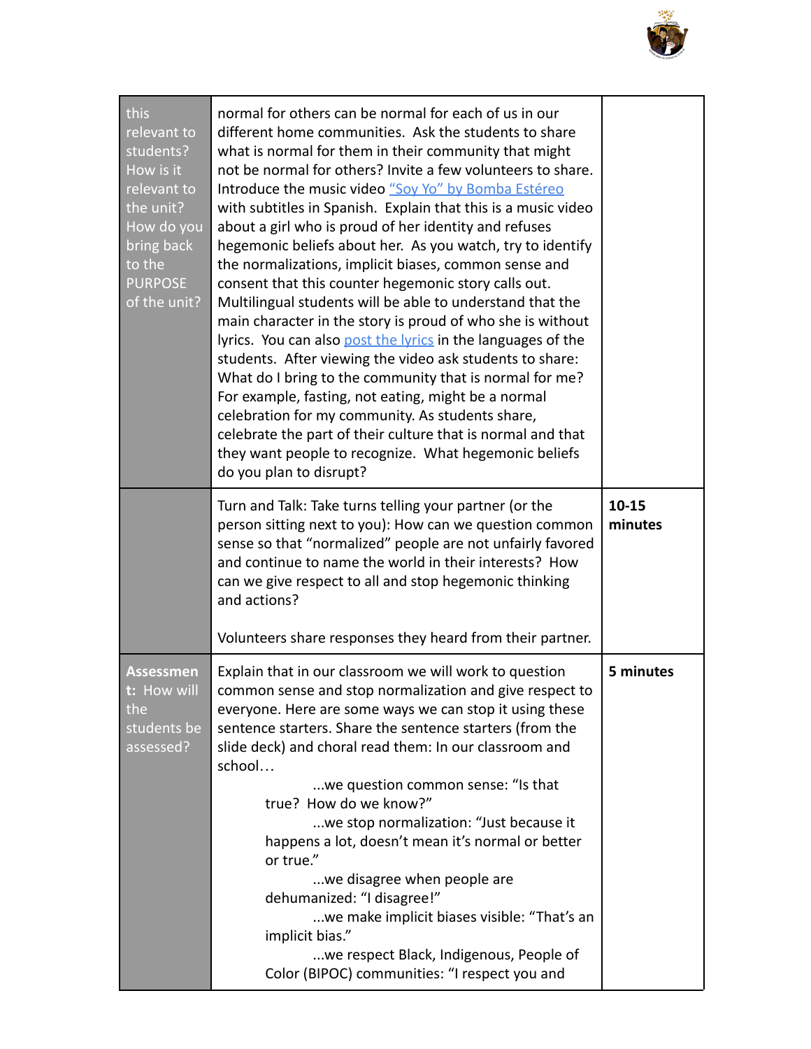| this relevant to students? How is it relevant to the unit? How do you bring back to the PURPOSE of the unit? | normal for others can be normal for each of us in our different home communities. Ask the students to share what is normal for them in their community that might not be normal for others? Invite a few volunteers to share. Introduce the music video [“Soy Yo” by Bomba Estéreo](#) with subtitles in Spanish. Explain that this is a music video about a girl who is proud of her identity and refuses hegemonic beliefs about her. As you watch, try to identify the normalizations, implicit biases, common sense and consent that this counter hegemonic story calls out. Multilingual students will be able to understand that the main character in the story is proud of who she is without lyrics. You can also [post the lyrics](#) in the languages of the students. After viewing the video ask students to share: What do I bring to the community that is normal for me? For example, fasting, not eating, might be a normal celebration for my community. As students share, celebrate the part of their culture that is normal and that they want people to recognize. What hegemonic beliefs do you plan to disrupt? | |
|---|---|---|
| | Turn and Talk: Take turns telling your partner (or the person sitting next to you): How can we question common sense so that “normalized” people are not unfairly favored and continue to name the world in their interests? How can we give respect to all and stop hegemonic thinking and actions?<br><br>Volunteers share responses they heard from their partner. | **10-15 minutes** |
| **Assessment:** How will the students be assessed? | Explain that in our classroom we will work to question common sense and stop normalization and give respect to everyone. Here are some ways we can stop it using these sentence starters. Share the sentence starters (from the slide deck) and choral read them: In our classroom and school…<br>...we question common sense: “Is that true? How do we know?”<br>...we stop normalization: “Just because it happens a lot, doesn’t mean it’s normal or better or true.”<br>...we disagree when people are dehumanized: “I disagree!”<br>...we make implicit biases visible: “That’s an implicit bias.”<br>...we respect Black, Indigenous, People of Color (BIPOC) communities: “I respect you and | **5 minutes** |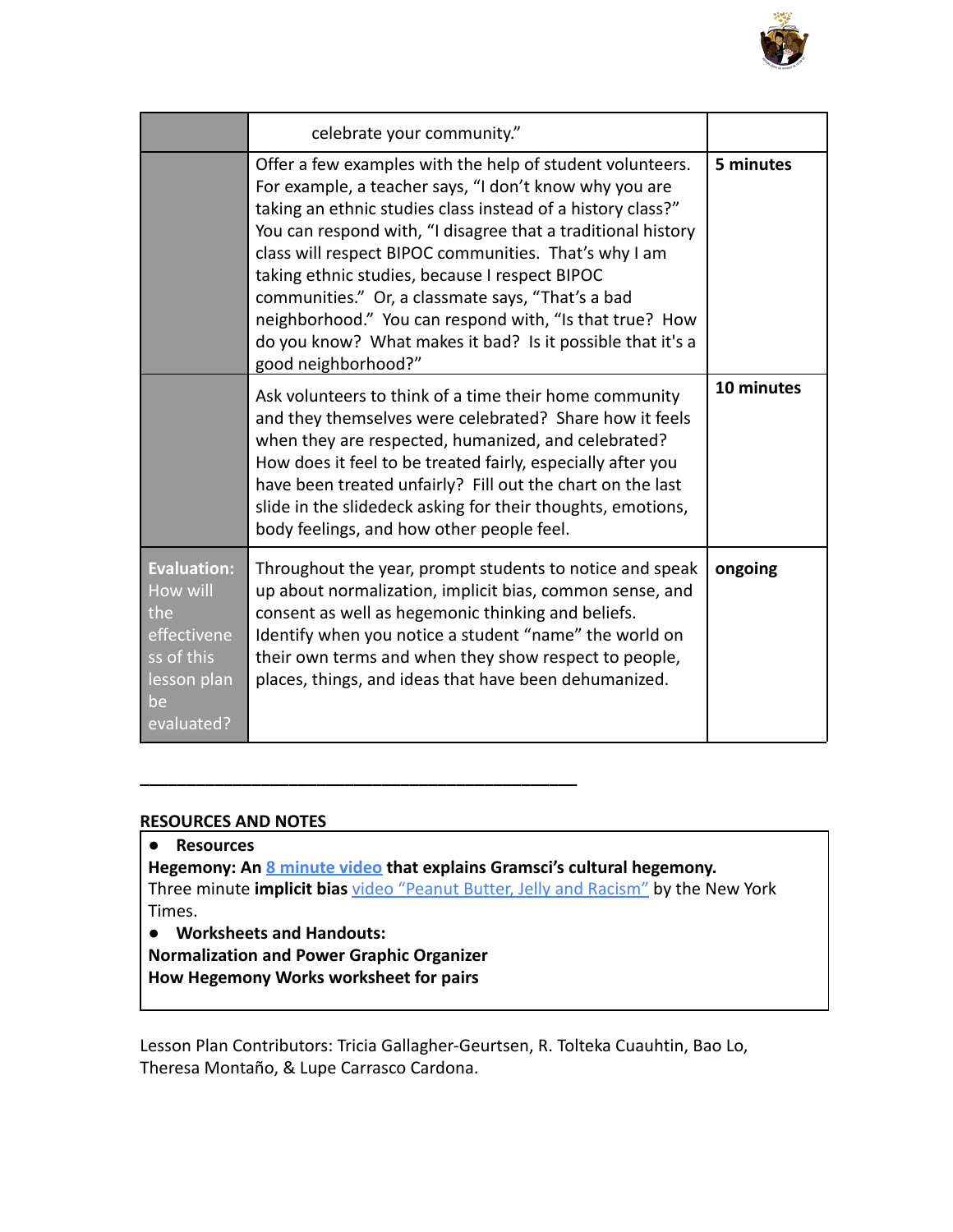| | | |
|---|---|---|
| | celebrate your community." | |
| | Offer a few examples with the help of student volunteers. For example, a teacher says, "I don't know why you are taking an ethnic studies class instead of a history class?" You can respond with, "I disagree that a traditional history class will respect BIPOC communities. That's why I am taking ethnic studies, because I respect BIPOC communities." Or, a classmate says, "That's a bad neighborhood." You can respond with, "Is that true? How do you know? What makes it bad? Is it possible that it's a good neighborhood?" | **5 minutes** |
| | Ask volunteers to think of a time their home community and they themselves were celebrated? Share how it feels when they are respected, humanized, and celebrated? How does it feel to be treated fairly, especially after you have been treated unfairly? Fill out the chart on the last slide in the slidedeck asking for their thoughts, emotions, body feelings, and how other people feel. | **10 minutes** |
| **Evaluation:** How will the effectiveness of this lesson plan be evaluated? | Throughout the year, prompt students to notice and speak up about normalization, implicit bias, common sense, and consent as well as hegemonic thinking and beliefs. Identify when you notice a student "name" the world on their own terms and when they show respect to people, places, things, and ideas that have been dehumanized. | **ongoing** |

---

**RESOURCES AND NOTES**

- **Resources**

**Hegemony: An 8 minute video that explains Gramsci's cultural hegemony.**
Three minute **implicit bias** video "Peanut Butter, Jelly and Racism" by the New York Times.

- **Worksheets and Handouts:**

**Normalization and Power Graphic Organizer**
**How Hegemony Works worksheet for pairs**

Lesson Plan Contributors: Tricia Gallagher-Geurtsen, R. Tolteka Cuauhtin, Bao Lo, Theresa Montaño, & Lupe Carrasco Cardona.